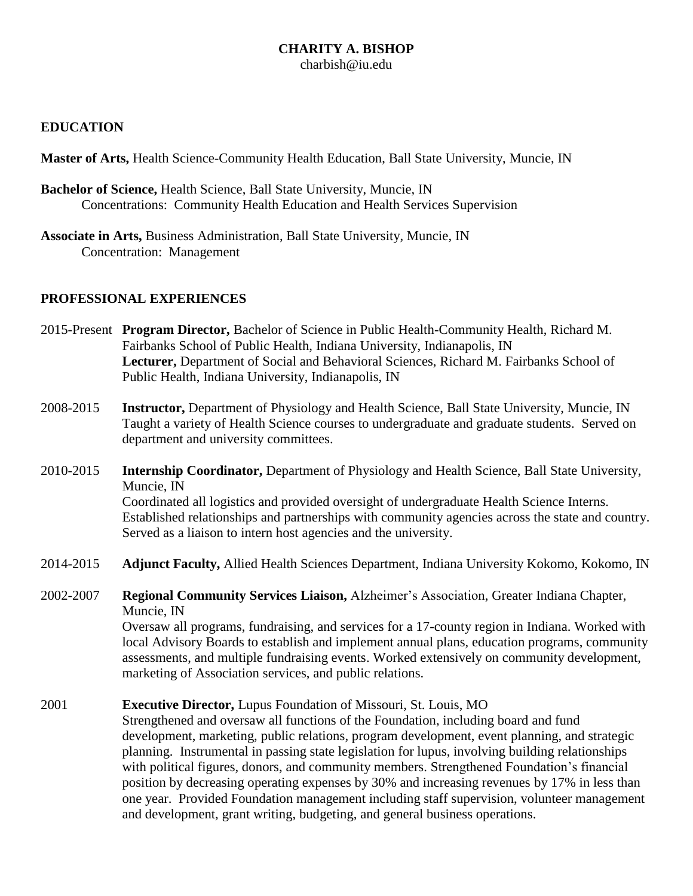# CHARITY A. BISHOP

charbish@iu.edu

## EDUCATION

**Master of Arts,** Health Science-Community Health Education, Ball State University, Muncie, IN

**Bachelor of Science,** Health Science, Ball State University, Muncie, IN
Concentrations: Community Health Education and Health Services Supervision

**Associate in Arts,** Business Administration, Ball State University, Muncie, IN
Concentration: Management

## PROFESSIONAL EXPERIENCES

2015-Present **Program Director,** Bachelor of Science in Public Health-Community Health, Richard M. Fairbanks School of Public Health, Indiana University, Indianapolis, IN
**Lecturer,** Department of Social and Behavioral Sciences, Richard M. Fairbanks School of Public Health, Indiana University, Indianapolis, IN

2008-2015 **Instructor,** Department of Physiology and Health Science, Ball State University, Muncie, IN
Taught a variety of Health Science courses to undergraduate and graduate students. Served on department and university committees.

2010-2015 **Internship Coordinator,** Department of Physiology and Health Science, Ball State University, Muncie, IN
Coordinated all logistics and provided oversight of undergraduate Health Science Interns. Established relationships and partnerships with community agencies across the state and country. Served as a liaison to intern host agencies and the university.

2014-2015 **Adjunct Faculty,** Allied Health Sciences Department, Indiana University Kokomo, Kokomo, IN

2002-2007 **Regional Community Services Liaison,** Alzheimer's Association, Greater Indiana Chapter, Muncie, IN
Oversaw all programs, fundraising, and services for a 17-county region in Indiana. Worked with local Advisory Boards to establish and implement annual plans, education programs, community assessments, and multiple fundraising events. Worked extensively on community development, marketing of Association services, and public relations.

2001 **Executive Director,** Lupus Foundation of Missouri, St. Louis, MO
Strengthened and oversaw all functions of the Foundation, including board and fund development, marketing, public relations, program development, event planning, and strategic planning. Instrumental in passing state legislation for lupus, involving building relationships with political figures, donors, and community members. Strengthened Foundation's financial position by decreasing operating expenses by 30% and increasing revenues by 17% in less than one year. Provided Foundation management including staff supervision, volunteer management and development, grant writing, budgeting, and general business operations.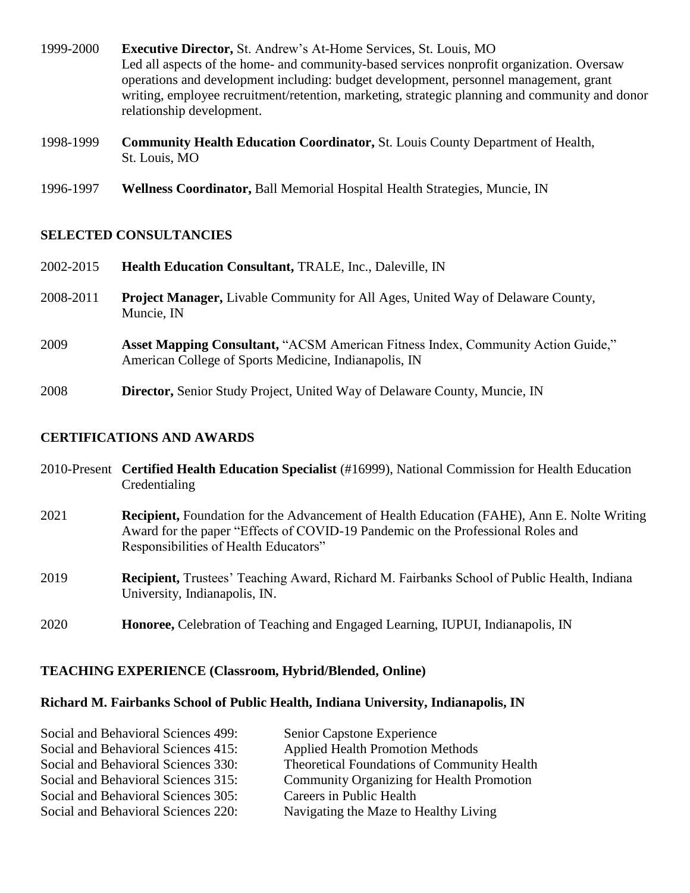1999-2000 **Executive Director,** St. Andrew's At-Home Services, St. Louis, MO
Led all aspects of the home- and community-based services nonprofit organization. Oversaw operations and development including: budget development, personnel management, grant writing, employee recruitment/retention, marketing, strategic planning and community and donor relationship development.

1998-1999 **Community Health Education Coordinator,** St. Louis County Department of Health, St. Louis, MO

1996-1997 **Wellness Coordinator,** Ball Memorial Hospital Health Strategies, Muncie, IN

## SELECTED CONSULTANCIES

2002-2015 **Health Education Consultant,** TRALE, Inc., Daleville, IN

2008-2011 **Project Manager,** Livable Community for All Ages, United Way of Delaware County, Muncie, IN

2009 **Asset Mapping Consultant,** "ACSM American Fitness Index, Community Action Guide," American College of Sports Medicine, Indianapolis, IN

2008 **Director,** Senior Study Project, United Way of Delaware County, Muncie, IN

## CERTIFICATIONS AND AWARDS

2010-Present **Certified Health Education Specialist** (#16999), National Commission for Health Education Credentialing

2021 **Recipient,** Foundation for the Advancement of Health Education (FAHE), Ann E. Nolte Writing Award for the paper "Effects of COVID-19 Pandemic on the Professional Roles and Responsibilities of Health Educators"

2019 **Recipient,** Trustees' Teaching Award, Richard M. Fairbanks School of Public Health, Indiana University, Indianapolis, IN.

2020 **Honoree,** Celebration of Teaching and Engaged Learning, IUPUI, Indianapolis, IN

## TEACHING EXPERIENCE (Classroom, Hybrid/Blended, Online)

### Richard M. Fairbanks School of Public Health, Indiana University, Indianapolis, IN

Social and Behavioral Sciences 499: Senior Capstone Experience
Social and Behavioral Sciences 415: Applied Health Promotion Methods
Social and Behavioral Sciences 330: Theoretical Foundations of Community Health
Social and Behavioral Sciences 315: Community Organizing for Health Promotion
Social and Behavioral Sciences 305: Careers in Public Health
Social and Behavioral Sciences 220: Navigating the Maze to Healthy Living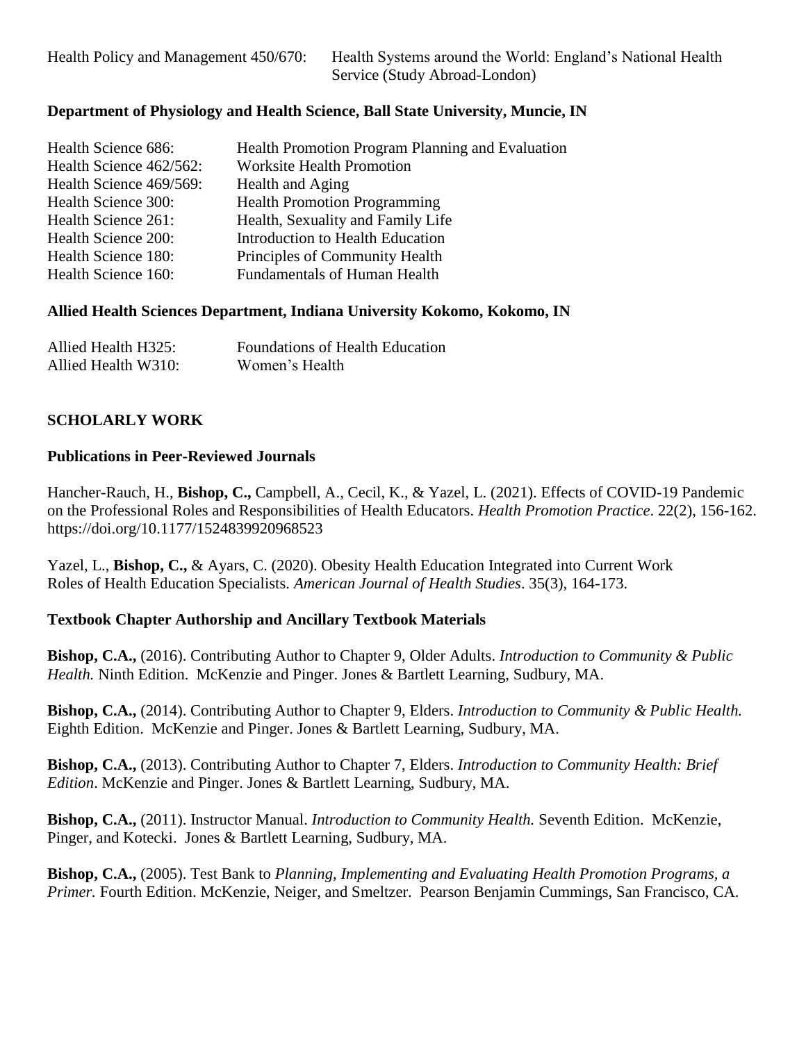| | |
|---|---|
| Health Policy and Management 450/670: | Health Systems around the World: England's National Health Service (Study Abroad-London) |

**Department of Physiology and Health Science, Ball State University, Muncie, IN**

| | |
|---|---|
| Health Science 686: | Health Promotion Program Planning and Evaluation |
| Health Science 462/562: | Worksite Health Promotion |
| Health Science 469/569: | Health and Aging |
| Health Science 300: | Health Promotion Programming |
| Health Science 261: | Health, Sexuality and Family Life |
| Health Science 200: | Introduction to Health Education |
| Health Science 180: | Principles of Community Health |
| Health Science 160: | Fundamentals of Human Health |

**Allied Health Sciences Department, Indiana University Kokomo, Kokomo, IN**

| | |
|---|---|
| Allied Health H325: | Foundations of Health Education |
| Allied Health W310: | Women's Health |

## SCHOLARLY WORK

### Publications in Peer-Reviewed Journals

Hancher-Rauch, H., **Bishop, C.,** Campbell, A., Cecil, K., & Yazel, L. (2021). Effects of COVID-19 Pandemic on the Professional Roles and Responsibilities of Health Educators. *Health Promotion Practice*. 22(2), 156-162. https://doi.org/10.1177/1524839920968523

Yazel, L., **Bishop, C.,** & Ayars, C. (2020). Obesity Health Education Integrated into Current Work Roles of Health Education Specialists. *American Journal of Health Studies*. 35(3), 164-173.

### Textbook Chapter Authorship and Ancillary Textbook Materials

**Bishop, C.A.,** (2016). Contributing Author to Chapter 9, Older Adults. *Introduction to Community & Public Health.* Ninth Edition. McKenzie and Pinger. Jones & Bartlett Learning, Sudbury, MA.

**Bishop, C.A.,** (2014). Contributing Author to Chapter 9, Elders. *Introduction to Community & Public Health.* Eighth Edition. McKenzie and Pinger. Jones & Bartlett Learning, Sudbury, MA.

**Bishop, C.A.,** (2013). Contributing Author to Chapter 7, Elders. *Introduction to Community Health: Brief Edition*. McKenzie and Pinger. Jones & Bartlett Learning, Sudbury, MA.

**Bishop, C.A.,** (2011). Instructor Manual. *Introduction to Community Health.* Seventh Edition. McKenzie, Pinger, and Kotecki. Jones & Bartlett Learning, Sudbury, MA.

**Bishop, C.A.,** (2005). Test Bank to *Planning, Implementing and Evaluating Health Promotion Programs, a Primer.* Fourth Edition. McKenzie, Neiger, and Smeltzer. Pearson Benjamin Cummings, San Francisco, CA.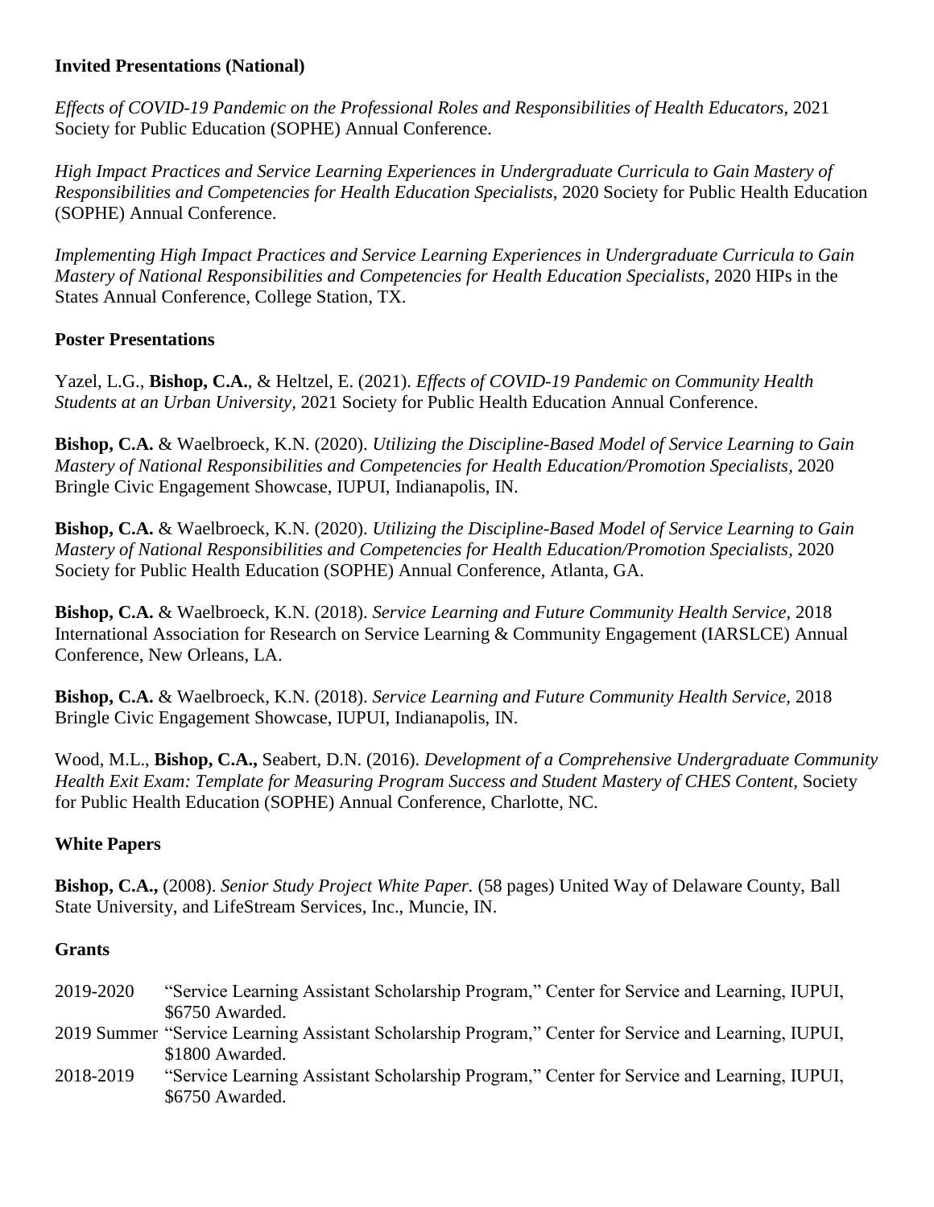### Invited Presentations (National)

*Effects of COVID-19 Pandemic on the Professional Roles and Responsibilities of Health Educators*, 2021 Society for Public Education (SOPHE) Annual Conference.

*High Impact Practices and Service Learning Experiences in Undergraduate Curricula to Gain Mastery of Responsibilities and Competencies for Health Education Specialists*, 2020 Society for Public Health Education (SOPHE) Annual Conference.

*Implementing High Impact Practices and Service Learning Experiences in Undergraduate Curricula to Gain Mastery of National Responsibilities and Competencies for Health Education Specialists*, 2020 HIPs in the States Annual Conference, College Station, TX.

### Poster Presentations

Yazel, L.G., **Bishop, C.A.**, & Heltzel, E. (2021). *Effects of COVID-19 Pandemic on Community Health Students at an Urban University*, 2021 Society for Public Health Education Annual Conference.

**Bishop, C.A.** & Waelbroeck, K.N. (2020). *Utilizing the Discipline-Based Model of Service Learning to Gain Mastery of National Responsibilities and Competencies for Health Education/Promotion Specialists*, 2020 Bringle Civic Engagement Showcase, IUPUI, Indianapolis, IN.

**Bishop, C.A.** & Waelbroeck, K.N. (2020). *Utilizing the Discipline-Based Model of Service Learning to Gain Mastery of National Responsibilities and Competencies for Health Education/Promotion Specialists*, 2020 Society for Public Health Education (SOPHE) Annual Conference, Atlanta, GA.

**Bishop, C.A.** & Waelbroeck, K.N. (2018). *Service Learning and Future Community Health Service*, 2018 International Association for Research on Service Learning & Community Engagement (IARSLCE) Annual Conference, New Orleans, LA.

**Bishop, C.A.** & Waelbroeck, K.N. (2018). *Service Learning and Future Community Health Service*, 2018 Bringle Civic Engagement Showcase, IUPUI, Indianapolis, IN.

Wood, M.L., **Bishop, C.A.,** Seabert, D.N. (2016). *Development of a Comprehensive Undergraduate Community Health Exit Exam: Template for Measuring Program Success and Student Mastery of CHES Content*, Society for Public Health Education (SOPHE) Annual Conference, Charlotte, NC.

### White Papers

**Bishop, C.A.,** (2008). *Senior Study Project White Paper.* (58 pages) United Way of Delaware County, Ball State University, and LifeStream Services, Inc., Muncie, IN.

### Grants

2019-2020 "Service Learning Assistant Scholarship Program," Center for Service and Learning, IUPUI, \$6750 Awarded.

2019 Summer "Service Learning Assistant Scholarship Program," Center for Service and Learning, IUPUI, \$1800 Awarded.

2018-2019 "Service Learning Assistant Scholarship Program," Center for Service and Learning, IUPUI, \$6750 Awarded.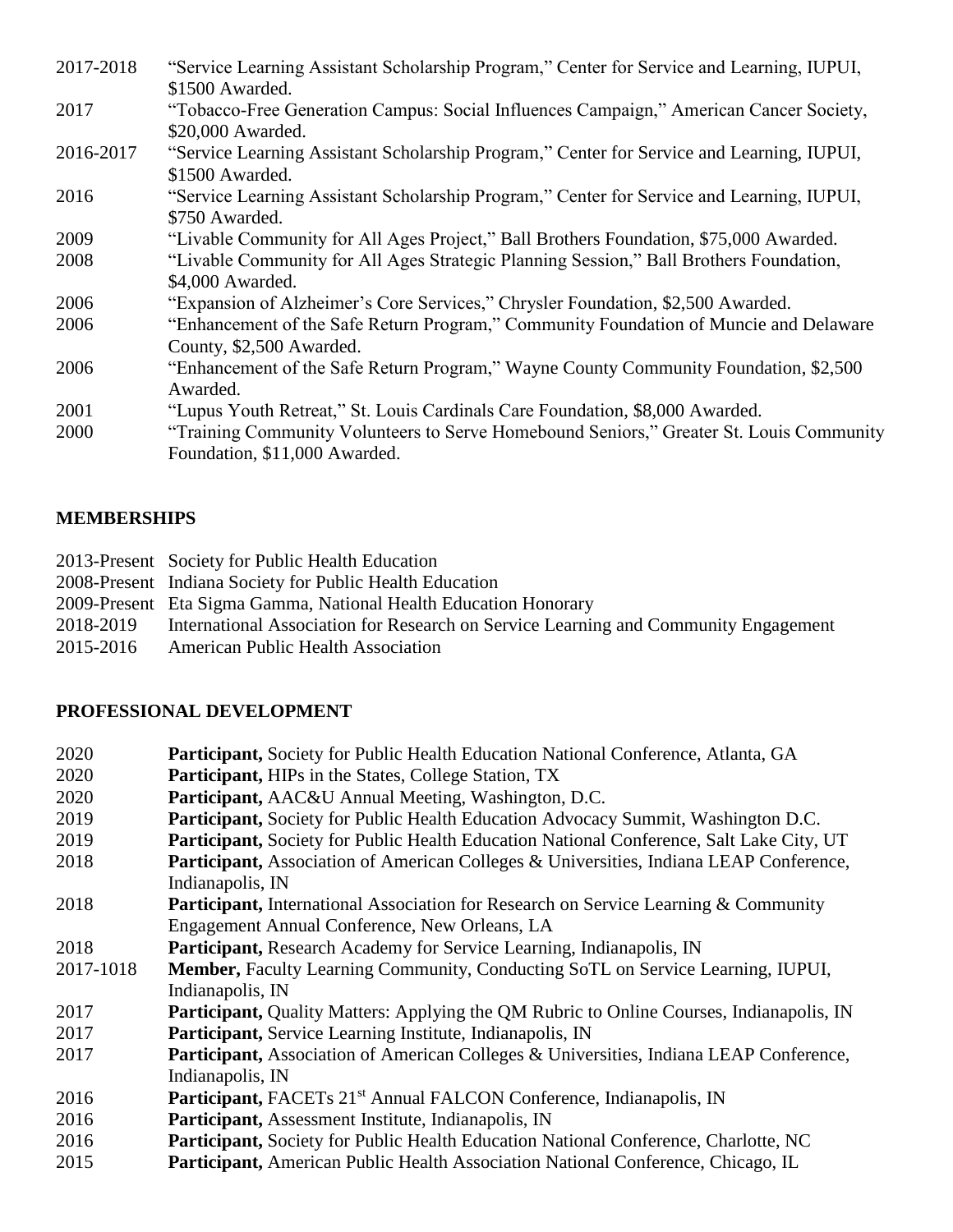2017-2018 "Service Learning Assistant Scholarship Program," Center for Service and Learning, IUPUI, $1500 Awarded.

2017 "Tobacco-Free Generation Campus: Social Influences Campaign," American Cancer Society, $20,000 Awarded.

2016-2017 "Service Learning Assistant Scholarship Program," Center for Service and Learning, IUPUI, $1500 Awarded.

2016 "Service Learning Assistant Scholarship Program," Center for Service and Learning, IUPUI, $750 Awarded.

2009 "Livable Community for All Ages Project," Ball Brothers Foundation, $75,000 Awarded.

2008 "Livable Community for All Ages Strategic Planning Session," Ball Brothers Foundation, $4,000 Awarded.

2006 "Expansion of Alzheimer's Core Services," Chrysler Foundation, $2,500 Awarded.

2006 "Enhancement of the Safe Return Program," Community Foundation of Muncie and Delaware County, $2,500 Awarded.

2006 "Enhancement of the Safe Return Program," Wayne County Community Foundation, $2,500 Awarded.

2001 "Lupus Youth Retreat," St. Louis Cardinals Care Foundation, $8,000 Awarded.

2000 "Training Community Volunteers to Serve Homebound Seniors," Greater St. Louis Community Foundation, $11,000 Awarded.

## MEMBERSHIPS

2013-Present Society for Public Health Education

2008-Present Indiana Society for Public Health Education

2009-Present Eta Sigma Gamma, National Health Education Honorary

2018-2019 International Association for Research on Service Learning and Community Engagement

2015-2016 American Public Health Association

## PROFESSIONAL DEVELOPMENT

2020 **Participant,** Society for Public Health Education National Conference, Atlanta, GA

2020 **Participant,** HIPs in the States, College Station, TX

2020 **Participant,** AAC&U Annual Meeting, Washington, D.C.

2019 **Participant,** Society for Public Health Education Advocacy Summit, Washington D.C.

2019 **Participant,** Society for Public Health Education National Conference, Salt Lake City, UT

2018 **Participant,** Association of American Colleges & Universities, Indiana LEAP Conference, Indianapolis, IN

2018 **Participant,** International Association for Research on Service Learning & Community Engagement Annual Conference, New Orleans, LA

2018 **Participant,** Research Academy for Service Learning, Indianapolis, IN

2017-1018 **Member,** Faculty Learning Community, Conducting SoTL on Service Learning, IUPUI, Indianapolis, IN

2017 **Participant,** Quality Matters: Applying the QM Rubric to Online Courses, Indianapolis, IN

2017 **Participant,** Service Learning Institute, Indianapolis, IN

2017 **Participant,** Association of American Colleges & Universities, Indiana LEAP Conference, Indianapolis, IN

2016 **Participant,** FACETs 21st Annual FALCON Conference, Indianapolis, IN

2016 **Participant,** Assessment Institute, Indianapolis, IN

2016 **Participant,** Society for Public Health Education National Conference, Charlotte, NC

2015 **Participant,** American Public Health Association National Conference, Chicago, IL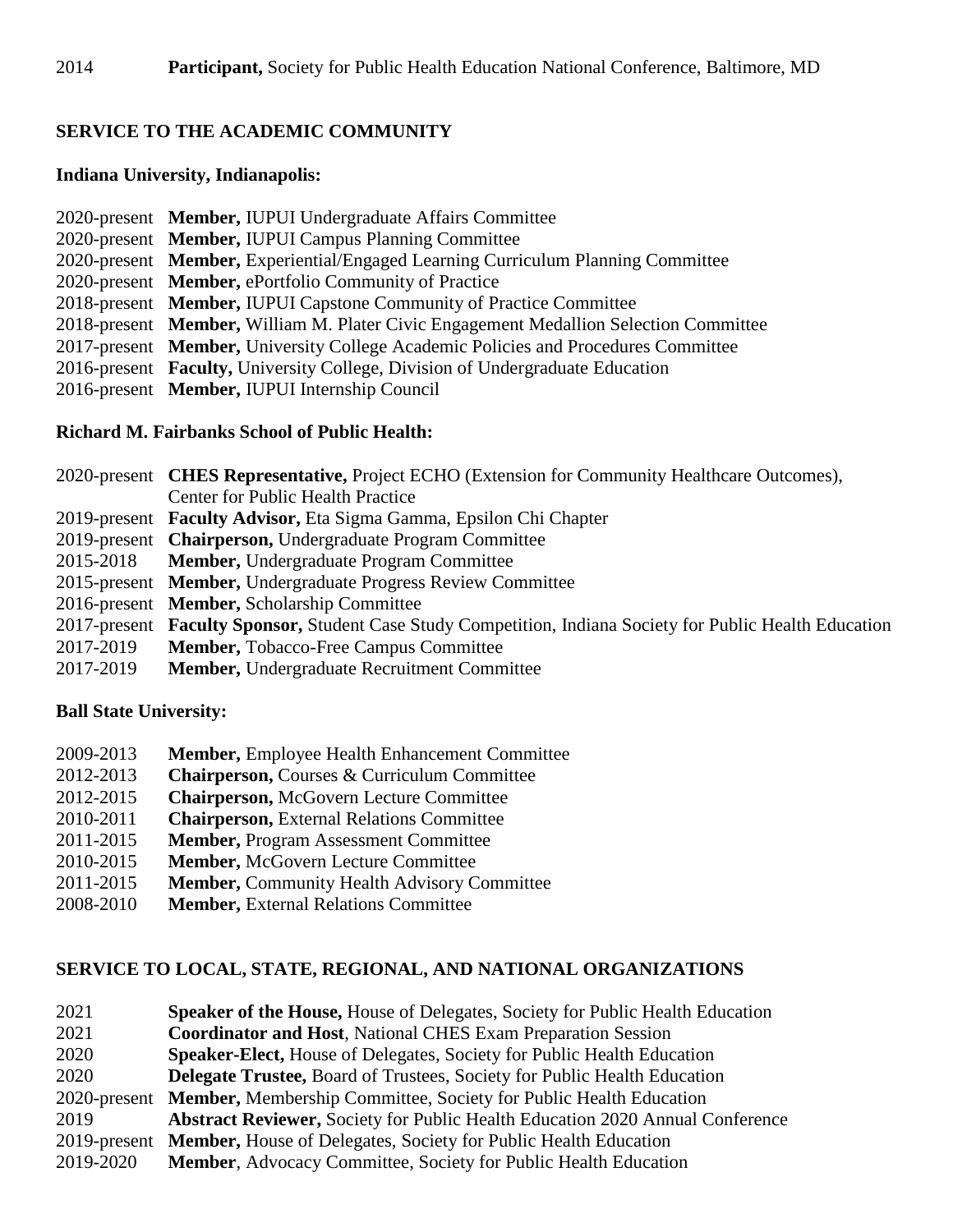2014 **Participant,** Society for Public Health Education National Conference, Baltimore, MD

## SERVICE TO THE ACADEMIC COMMUNITY

### Indiana University, Indianapolis:

2020-present **Member,** IUPUI Undergraduate Affairs Committee
2020-present **Member,** IUPUI Campus Planning Committee
2020-present **Member,** Experiential/Engaged Learning Curriculum Planning Committee
2020-present **Member,** ePortfolio Community of Practice
2018-present **Member,** IUPUI Capstone Community of Practice Committee
2018-present **Member,** William M. Plater Civic Engagement Medallion Selection Committee
2017-present **Member,** University College Academic Policies and Procedures Committee
2016-present **Faculty,** University College, Division of Undergraduate Education
2016-present **Member,** IUPUI Internship Council

### Richard M. Fairbanks School of Public Health:

2020-present **CHES Representative,** Project ECHO (Extension for Community Healthcare Outcomes), Center for Public Health Practice
2019-present **Faculty Advisor,** Eta Sigma Gamma, Epsilon Chi Chapter
2019-present **Chairperson,** Undergraduate Program Committee
2015-2018 **Member,** Undergraduate Program Committee
2015-present **Member,** Undergraduate Progress Review Committee
2016-present **Member,** Scholarship Committee
2017-present **Faculty Sponsor,** Student Case Study Competition, Indiana Society for Public Health Education
2017-2019 **Member,** Tobacco-Free Campus Committee
2017-2019 **Member,** Undergraduate Recruitment Committee

### Ball State University:

2009-2013 **Member,** Employee Health Enhancement Committee
2012-2013 **Chairperson,** Courses & Curriculum Committee
2012-2015 **Chairperson,** McGovern Lecture Committee
2010-2011 **Chairperson,** External Relations Committee
2011-2015 **Member,** Program Assessment Committee
2010-2015 **Member,** McGovern Lecture Committee
2011-2015 **Member,** Community Health Advisory Committee
2008-2010 **Member,** External Relations Committee

## SERVICE TO LOCAL, STATE, REGIONAL, AND NATIONAL ORGANIZATIONS

2021 **Speaker of the House,** House of Delegates, Society for Public Health Education
2021 **Coordinator and Host**, National CHES Exam Preparation Session
2020 **Speaker-Elect,** House of Delegates, Society for Public Health Education
2020 **Delegate Trustee,** Board of Trustees, Society for Public Health Education
2020-present **Member,** Membership Committee, Society for Public Health Education
2019 **Abstract Reviewer,** Society for Public Health Education 2020 Annual Conference
2019-present **Member,** House of Delegates, Society for Public Health Education
2019-2020 **Member**, Advocacy Committee, Society for Public Health Education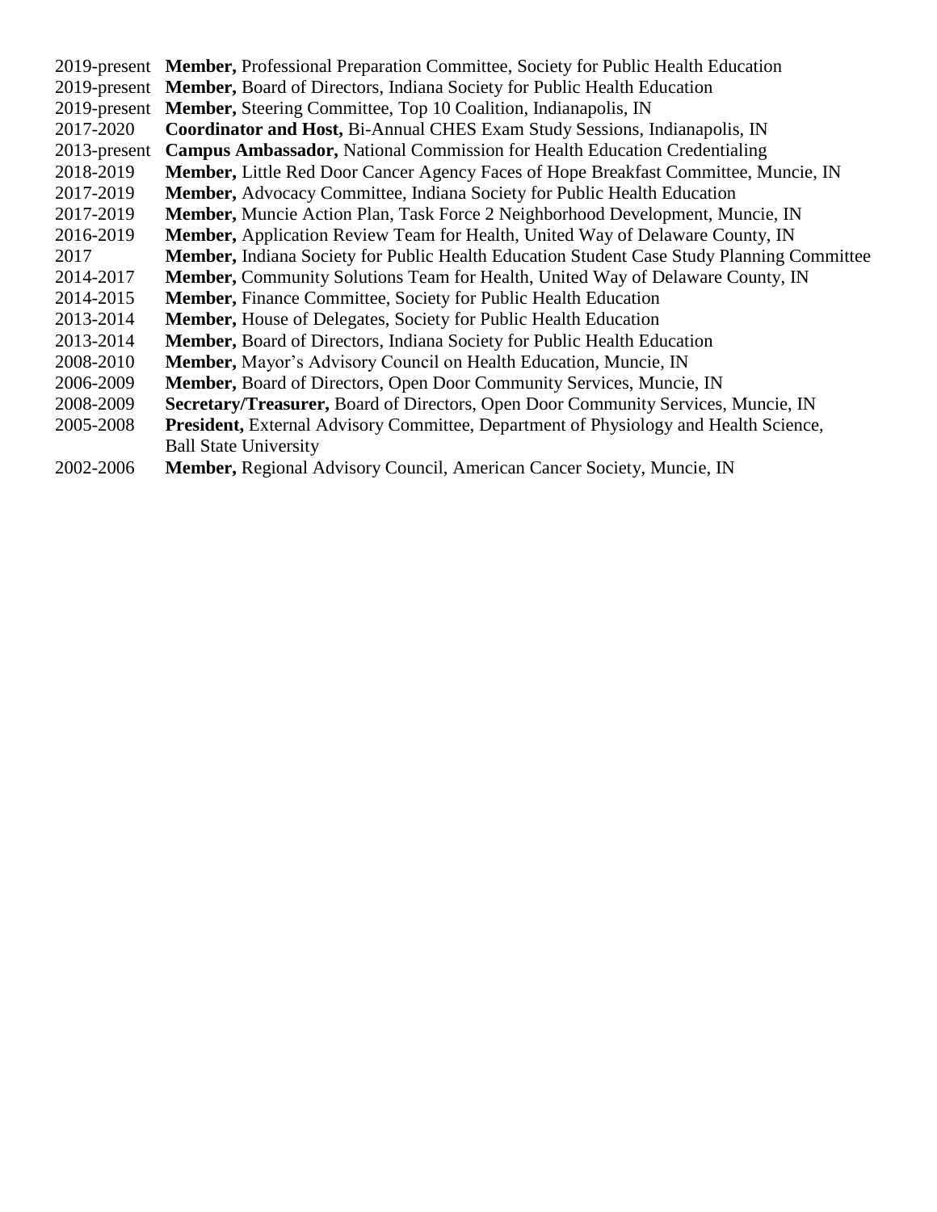2019-present **Member,** Professional Preparation Committee, Society for Public Health Education
2019-present **Member,** Board of Directors, Indiana Society for Public Health Education
2019-present **Member,** Steering Committee, Top 10 Coalition, Indianapolis, IN
2017-2020 **Coordinator and Host,** Bi-Annual CHES Exam Study Sessions, Indianapolis, IN
2013-present **Campus Ambassador,** National Commission for Health Education Credentialing
2018-2019 **Member,** Little Red Door Cancer Agency Faces of Hope Breakfast Committee, Muncie, IN
2017-2019 **Member,** Advocacy Committee, Indiana Society for Public Health Education
2017-2019 **Member,** Muncie Action Plan, Task Force 2 Neighborhood Development, Muncie, IN
2016-2019 **Member,** Application Review Team for Health, United Way of Delaware County, IN
2017 **Member,** Indiana Society for Public Health Education Student Case Study Planning Committee
2014-2017 **Member,** Community Solutions Team for Health, United Way of Delaware County, IN
2014-2015 **Member,** Finance Committee, Society for Public Health Education
2013-2014 **Member,** House of Delegates, Society for Public Health Education
2013-2014 **Member,** Board of Directors, Indiana Society for Public Health Education
2008-2010 **Member,** Mayor's Advisory Council on Health Education, Muncie, IN
2006-2009 **Member,** Board of Directors, Open Door Community Services, Muncie, IN
2008-2009 **Secretary/Treasurer,** Board of Directors, Open Door Community Services, Muncie, IN
2005-2008 **President,** External Advisory Committee, Department of Physiology and Health Science, Ball State University
2002-2006 **Member,** Regional Advisory Council, American Cancer Society, Muncie, IN